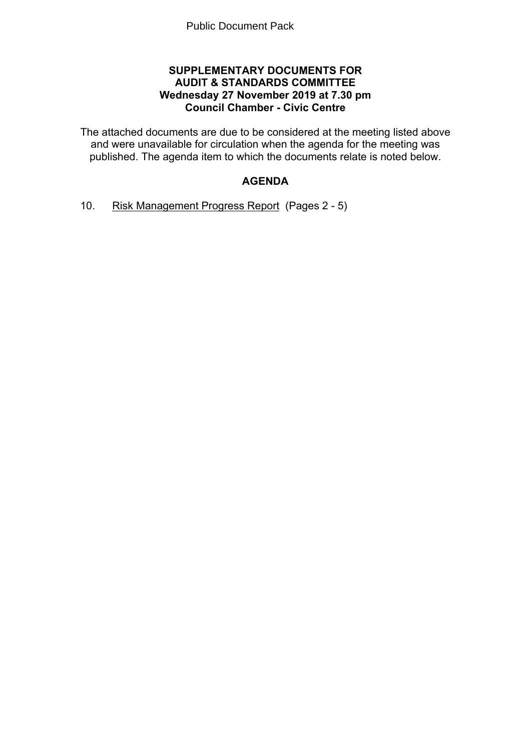Public Document Pack

**SUPPLEMENTARY DOCUMENTS FOR**
**AUDIT & STANDARDS COMMITTEE**
**Wednesday 27 November 2019 at 7.30 pm**
**Council Chamber - Civic Centre**

The attached documents are due to be considered at the meeting listed above and were unavailable for circulation when the agenda for the meeting was published. The agenda item to which the documents relate is noted below.

## AGENDA

10. Risk Management Progress Report (Pages 2 - 5)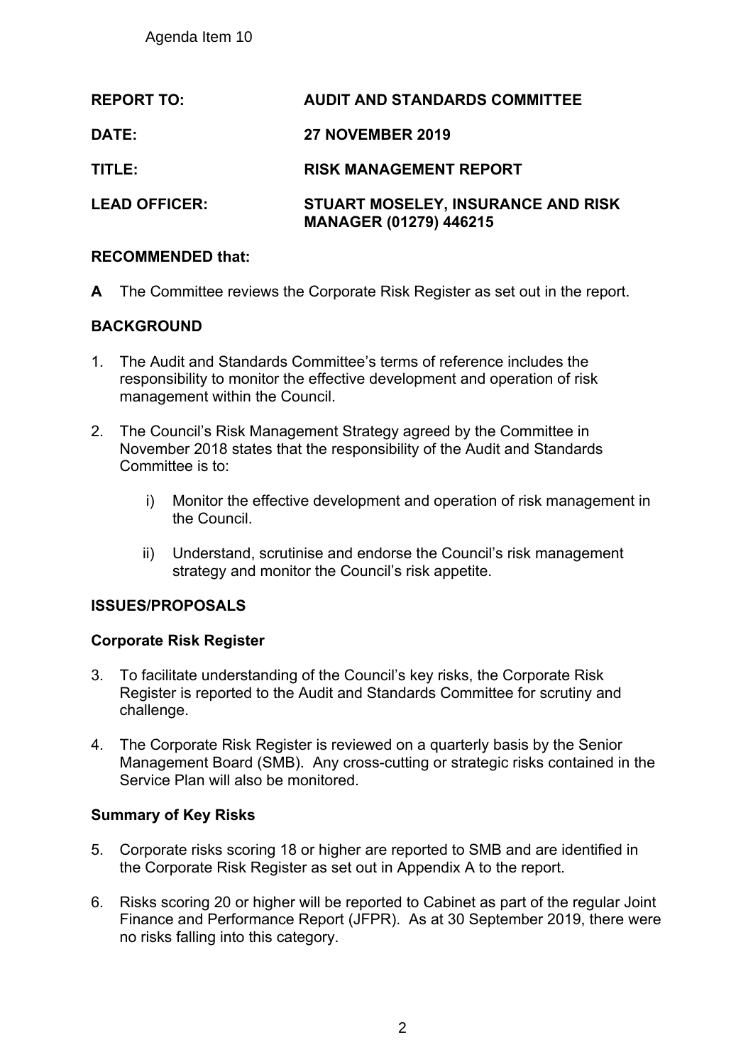Agenda Item 10

**REPORT TO:** AUDIT AND STANDARDS COMMITTEE

**DATE:** 27 NOVEMBER 2019

**TITLE:** RISK MANAGEMENT REPORT

**LEAD OFFICER:** STUART MOSELEY, INSURANCE AND RISK MANAGER (01279) 446215

**RECOMMENDED that:**

**A** The Committee reviews the Corporate Risk Register as set out in the report.

## BACKGROUND

1. The Audit and Standards Committee's terms of reference includes the responsibility to monitor the effective development and operation of risk management within the Council.

2. The Council's Risk Management Strategy agreed by the Committee in November 2018 states that the responsibility of the Audit and Standards Committee is to:

   i) Monitor the effective development and operation of risk management in the Council.

   ii) Understand, scrutinise and endorse the Council's risk management strategy and monitor the Council's risk appetite.

## ISSUES/PROPOSALS

### Corporate Risk Register

3. To facilitate understanding of the Council's key risks, the Corporate Risk Register is reported to the Audit and Standards Committee for scrutiny and challenge.

4. The Corporate Risk Register is reviewed on a quarterly basis by the Senior Management Board (SMB). Any cross-cutting or strategic risks contained in the Service Plan will also be monitored.

### Summary of Key Risks

5. Corporate risks scoring 18 or higher are reported to SMB and are identified in the Corporate Risk Register as set out in Appendix A to the report.

6. Risks scoring 20 or higher will be reported to Cabinet as part of the regular Joint Finance and Performance Report (JFPR). As at 30 September 2019, there were no risks falling into this category.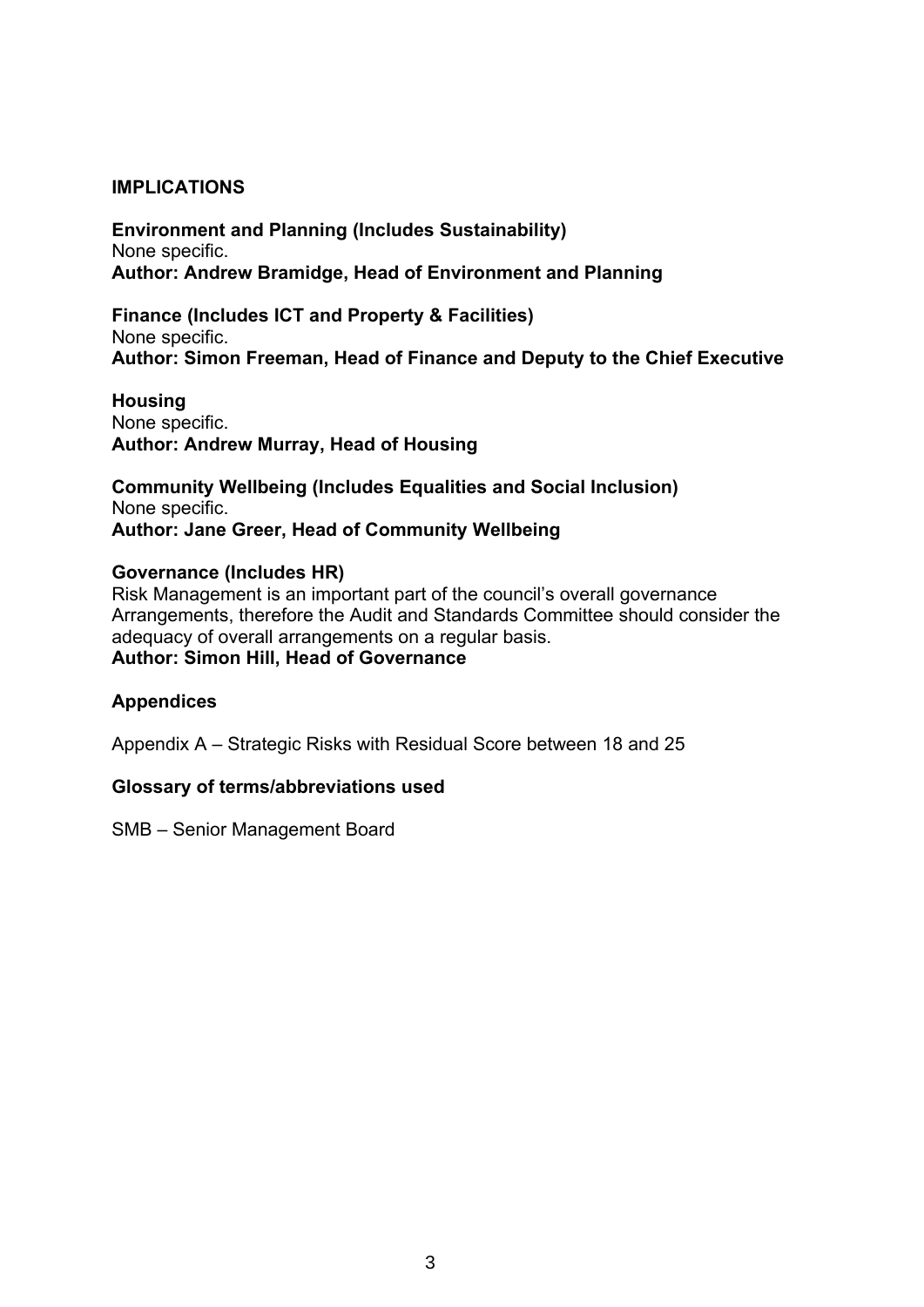**IMPLICATIONS**

**Environment and Planning (Includes Sustainability)**
None specific.
**Author: Andrew Bramidge, Head of Environment and Planning**

**Finance (Includes ICT and Property & Facilities)**
None specific.
**Author: Simon Freeman, Head of Finance and Deputy to the Chief Executive**

**Housing**
None specific.
**Author: Andrew Murray, Head of Housing**

**Community Wellbeing (Includes Equalities and Social Inclusion)**
None specific.
**Author: Jane Greer, Head of Community Wellbeing**

**Governance (Includes HR)**
Risk Management is an important part of the council's overall governance Arrangements, therefore the Audit and Standards Committee should consider the adequacy of overall arrangements on a regular basis.
**Author: Simon Hill, Head of Governance**

**Appendices**

Appendix A – Strategic Risks with Residual Score between 18 and 25

**Glossary of terms/abbreviations used**

SMB – Senior Management Board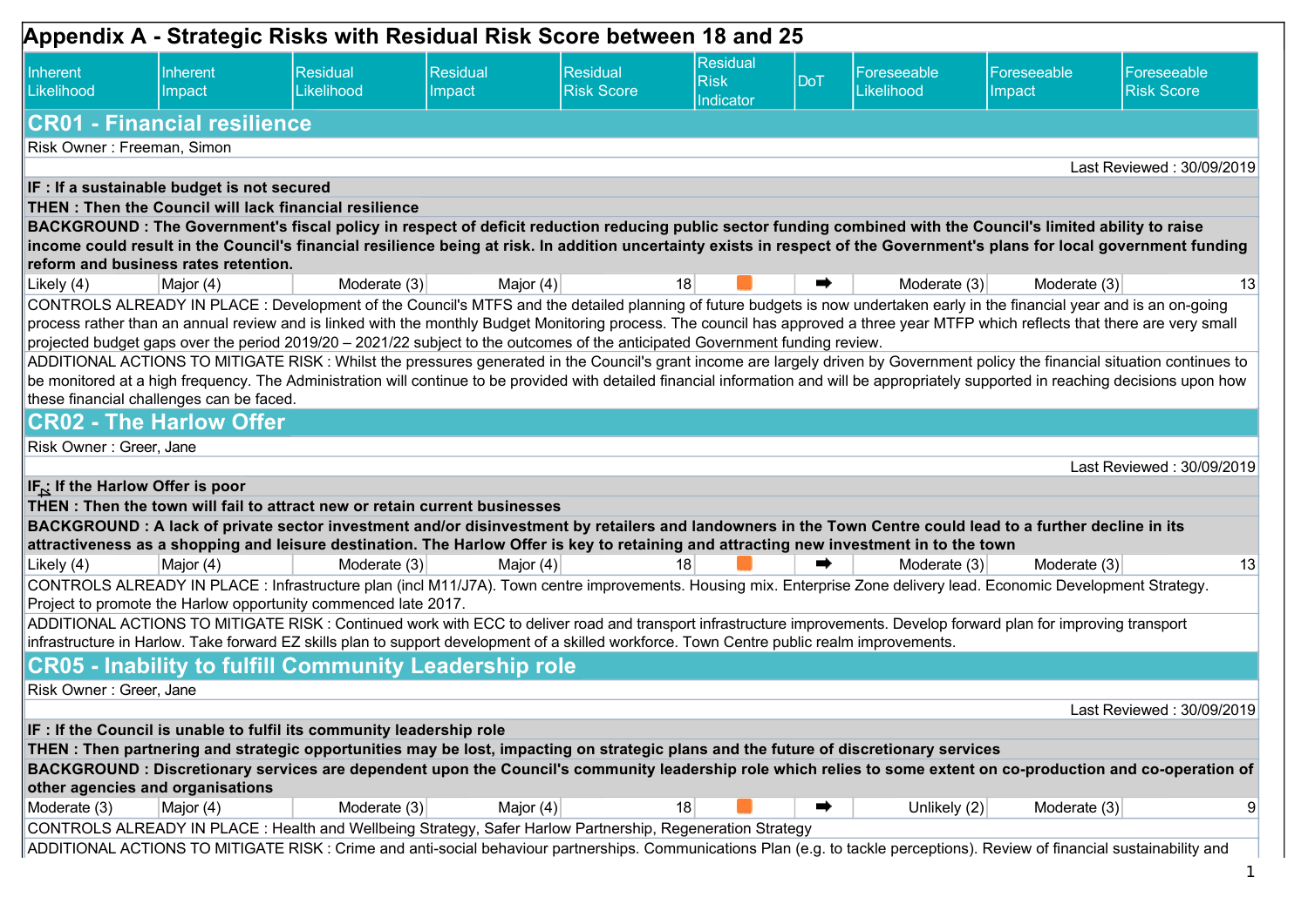# Appendix A - Strategic Risks with Residual Risk Score between 18 and 25

| Inherent Likelihood | Inherent Impact | Residual Likelihood | Residual Impact | Residual Risk Score | Residual Risk Indicator | DoT | Foreseeable Likelihood | Foreseeable Impact | Foreseeable Risk Score |
|---|---|---|---|---|---|---|---|---|---|

## CR01 - Financial resilience

Risk Owner : Freeman, Simon

Last Reviewed : 30/09/2019

**IF : If a sustainable budget is not secured**

**THEN : Then the Council will lack financial resilience**

**BACKGROUND : The Government's fiscal policy in respect of deficit reduction reducing public sector funding combined with the Council's limited ability to raise income could result in the Council's financial resilience being at risk. In addition uncertainty exists in respect of the Government's plans for local government funding reform and business rates retention.**

| Inherent Likelihood | Inherent Impact | Residual Likelihood | Residual Impact | Residual Risk Score | Residual Risk Indicator | DoT | Foreseeable Likelihood | Foreseeable Impact | Foreseeable Risk Score |
|---|---|---|---|---|---|---|---|---|---|
| Likely (4) | Major (4) | Moderate (3) | Major (4) | 18 | ■ | ➡ | Moderate (3) | Moderate (3) | 13 |

CONTROLS ALREADY IN PLACE : Development of the Council's MTFS and the detailed planning of future budgets is now undertaken early in the financial year and is an on-going process rather than an annual review and is linked with the monthly Budget Monitoring process. The council has approved a three year MTFP which reflects that there are very small projected budget gaps over the period 2019/20 – 2021/22 subject to the outcomes of the anticipated Government funding review.

ADDITIONAL ACTIONS TO MITIGATE RISK : Whilst the pressures generated in the Council's grant income are largely driven by Government policy the financial situation continues to be monitored at a high frequency. The Administration will continue to be provided with detailed financial information and will be appropriately supported in reaching decisions upon how these financial challenges can be faced.

## CR02 - The Harlow Offer

Risk Owner : Greer, Jane

Last Reviewed : 30/09/2019

**IF : If the Harlow Offer is poor**

**THEN : Then the town will fail to attract new or retain current businesses**

**BACKGROUND : A lack of private sector investment and/or disinvestment by retailers and landowners in the Town Centre could lead to a further decline in its attractiveness as a shopping and leisure destination. The Harlow Offer is key to retaining and attracting new investment in to the town**

| Inherent Likelihood | Inherent Impact | Residual Likelihood | Residual Impact | Residual Risk Score | Residual Risk Indicator | DoT | Foreseeable Likelihood | Foreseeable Impact | Foreseeable Risk Score |
|---|---|---|---|---|---|---|---|---|---|
| Likely (4) | Major (4) | Moderate (3) | Major (4) | 18 | ■ | ➡ | Moderate (3) | Moderate (3) | 13 |

CONTROLS ALREADY IN PLACE : Infrastructure plan (incl M11/J7A). Town centre improvements. Housing mix. Enterprise Zone delivery lead. Economic Development Strategy. Project to promote the Harlow opportunity commenced late 2017.

ADDITIONAL ACTIONS TO MITIGATE RISK : Continued work with ECC to deliver road and transport infrastructure improvements. Develop forward plan for improving transport infrastructure in Harlow. Take forward EZ skills plan to support development of a skilled workforce. Town Centre public realm improvements.

## CR05 - Inability to fulfill Community Leadership role

Risk Owner : Greer, Jane

Last Reviewed : 30/09/2019

**IF : If the Council is unable to fulfil its community leadership role**

**THEN : Then partnering and strategic opportunities may be lost, impacting on strategic plans and the future of discretionary services**

**BACKGROUND : Discretionary services are dependent upon the Council's community leadership role which relies to some extent on co-production and co-operation of other agencies and organisations**

| Inherent Likelihood | Inherent Impact | Residual Likelihood | Residual Impact | Residual Risk Score | Residual Risk Indicator | DoT | Foreseeable Likelihood | Foreseeable Impact | Foreseeable Risk Score |
|---|---|---|---|---|---|---|---|---|---|
| Moderate (3) | Major (4) | Moderate (3) | Major (4) | 18 | ■ | ➡ | Unlikely (2) | Moderate (3) | 9 |

CONTROLS ALREADY IN PLACE : Health and Wellbeing Strategy, Safer Harlow Partnership, Regeneration Strategy

ADDITIONAL ACTIONS TO MITIGATE RISK : Crime and anti-social behaviour partnerships. Communications Plan (e.g. to tackle perceptions). Review of financial sustainability and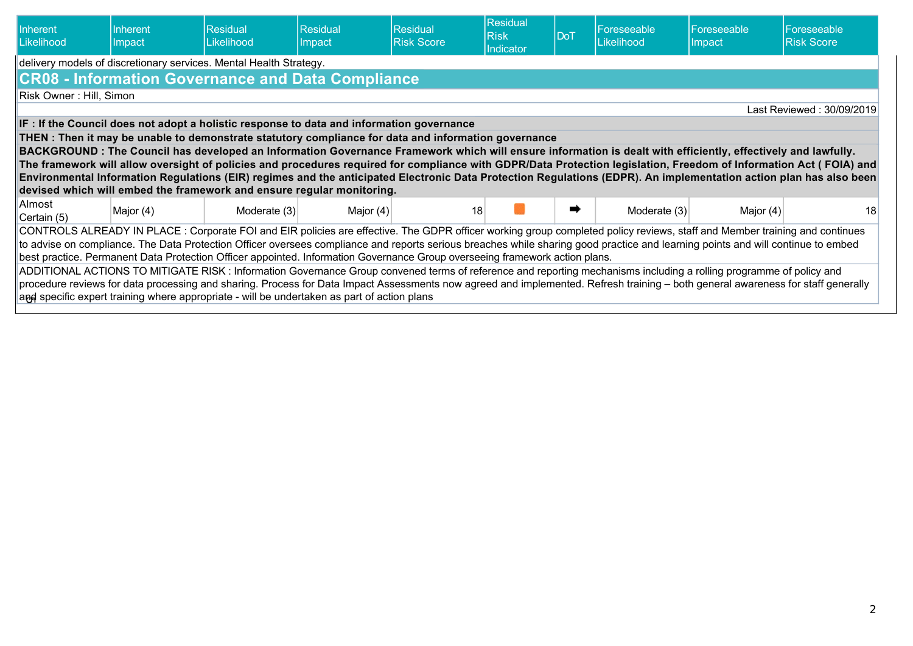| Inherent Likelihood | Inherent Impact | Residual Likelihood | Residual Impact | Residual Risk Score | Residual Risk Indicator | DoT | Foreseeable Likelihood | Foreseeable Impact | Foreseeable Risk Score |
|---|---|---|---|---|---|---|---|---|---|

delivery models of discretionary services. Mental Health Strategy.

## CR08 - Information Governance and Data Compliance

Risk Owner : Hill, Simon

Last Reviewed : 30/09/2019

**IF : If the Council does not adopt a holistic response to data and information governance**

**THEN : Then it may be unable to demonstrate statutory compliance for data and information governance**

**BACKGROUND : The Council has developed an Information Governance Framework which will ensure information is dealt with efficiently, effectively and lawfully. The framework will allow oversight of policies and procedures required for compliance with GDPR/Data Protection legislation, Freedom of Information Act ( FOIA) and Environmental Information Regulations (EIR) regimes and the anticipated Electronic Data Protection Regulations (EDPR). An implementation action plan has also been devised which will embed the framework and ensure regular monitoring.**

| Inherent Likelihood | Inherent Impact | Residual Likelihood | Residual Impact | Residual Risk Score | Residual Risk Indicator | DoT | Foreseeable Likelihood | Foreseeable Impact | Foreseeable Risk Score |
|---|---|---|---|---|---|---|---|---|---|
| Almost Certain (5) | Major (4) | Moderate (3) | Major (4) | 18 | ■ | ➡ | Moderate (3) | Major (4) | 18 |

CONTROLS ALREADY IN PLACE : Corporate FOI and EIR policies are effective. The GDPR officer working group completed policy reviews, staff and Member training and continues to advise on compliance. The Data Protection Officer oversees compliance and reports serious breaches while sharing good practice and learning points and will continue to embed best practice. Permanent Data Protection Officer appointed. Information Governance Group overseeing framework action plans.

ADDITIONAL ACTIONS TO MITIGATE RISK : Information Governance Group convened terms of reference and reporting mechanisms including a rolling programme of policy and procedure reviews for data processing and sharing. Process for Data Impact Assessments now agreed and implemented. Refresh training – both general awareness for staff generally and specific expert training where appropriate - will be undertaken as part of action plans